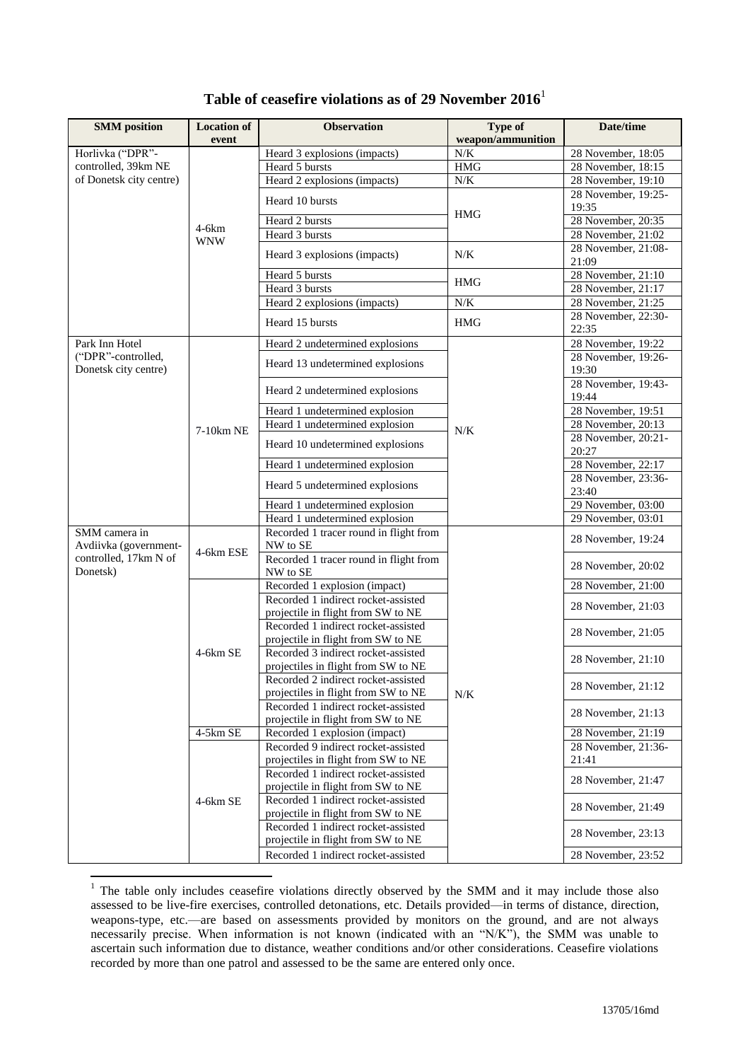## Table of ceasefire violations as of 29 November 2016[1]

| SMM position | Location of event | Observation | Type of weapon/ammunition | Date/time |
|---|---|---|---|---|
| Horlivka ("DPR"-controlled, 39km NE of Donetsk city centre) | 4-6km WNW | Heard 3 explosions (impacts) | N/K | 28 November, 18:05 |
| | | Heard 5 bursts | HMG | 28 November, 18:15 |
| | | Heard 2 explosions (impacts) | N/K | 28 November, 19:10 |
| | | Heard 10 bursts | HMG | 28 November, 19:25-19:35 |
| | | Heard 2 bursts | | 28 November, 20:35 |
| | | Heard 3 bursts | | 28 November, 21:02 |
| | | Heard 3 explosions (impacts) | N/K | 28 November, 21:08-21:09 |
| | | Heard 5 bursts | HMG | 28 November, 21:10 |
| | | Heard 3 bursts | | 28 November, 21:17 |
| | | Heard 2 explosions (impacts) | N/K | 28 November, 21:25 |
| | | Heard 15 bursts | HMG | 28 November, 22:30-22:35 |
| Park Inn Hotel ("DPR"-controlled, Donetsk city centre) | 7-10km NE | Heard 2 undetermined explosions | N/K | 28 November, 19:22 |
| | | Heard 13 undetermined explosions | | 28 November, 19:26-19:30 |
| | | Heard 2 undetermined explosions | | 28 November, 19:43-19:44 |
| | | Heard 1 undetermined explosion | | 28 November, 19:51 |
| | | Heard 1 undetermined explosion | | 28 November, 20:13 |
| | | Heard 10 undetermined explosions | | 28 November, 20:21-20:27 |
| | | Heard 1 undetermined explosion | | 28 November, 22:17 |
| | | Heard 5 undetermined explosions | | 28 November, 23:36-23:40 |
| | | Heard 1 undetermined explosion | | 29 November, 03:00 |
| | | Heard 1 undetermined explosion | | 29 November, 03:01 |
| SMM camera in Avdiivka (government-controlled, 17km N of Donetsk) | 4-6km ESE | Recorded 1 tracer round in flight from NW to SE | N/K | 28 November, 19:24 |
| | | Recorded 1 tracer round in flight from NW to SE | | 28 November, 20:02 |
| | 4-6km SE | Recorded 1 explosion (impact) | | 28 November, 21:00 |
| | | Recorded 1 indirect rocket-assisted projectile in flight from SW to NE | | 28 November, 21:03 |
| | | Recorded 1 indirect rocket-assisted projectile in flight from SW to NE | | 28 November, 21:05 |
| | | Recorded 3 indirect rocket-assisted projectiles in flight from SW to NE | | 28 November, 21:10 |
| | | Recorded 2 indirect rocket-assisted projectiles in flight from SW to NE | | 28 November, 21:12 |
| | | Recorded 1 indirect rocket-assisted projectile in flight from SW to NE | | 28 November, 21:13 |
| | 4-5km SE | Recorded 1 explosion (impact) | | 28 November, 21:19 |
| | 4-6km SE | Recorded 9 indirect rocket-assisted projectiles in flight from SW to NE | | 28 November, 21:36-21:41 |
| | | Recorded 1 indirect rocket-assisted projectile in flight from SW to NE | | 28 November, 21:47 |
| | | Recorded 1 indirect rocket-assisted projectile in flight from SW to NE | | 28 November, 21:49 |
| | | Recorded 1 indirect rocket-assisted projectile in flight from SW to NE | | 28 November, 23:13 |
| | | Recorded 1 indirect rocket-assisted | | 28 November, 23:52 |

[1] The table only includes ceasefire violations directly observed by the SMM and it may include those also assessed to be live-fire exercises, controlled detonations, etc. Details provided—in terms of distance, direction, weapons-type, etc.—are based on assessments provided by monitors on the ground, and are not always necessarily precise. When information is not known (indicated with an "N/K"), the SMM was unable to ascertain such information due to distance, weather conditions and/or other considerations. Ceasefire violations recorded by more than one patrol and assessed to be the same are entered only once.

13705/16md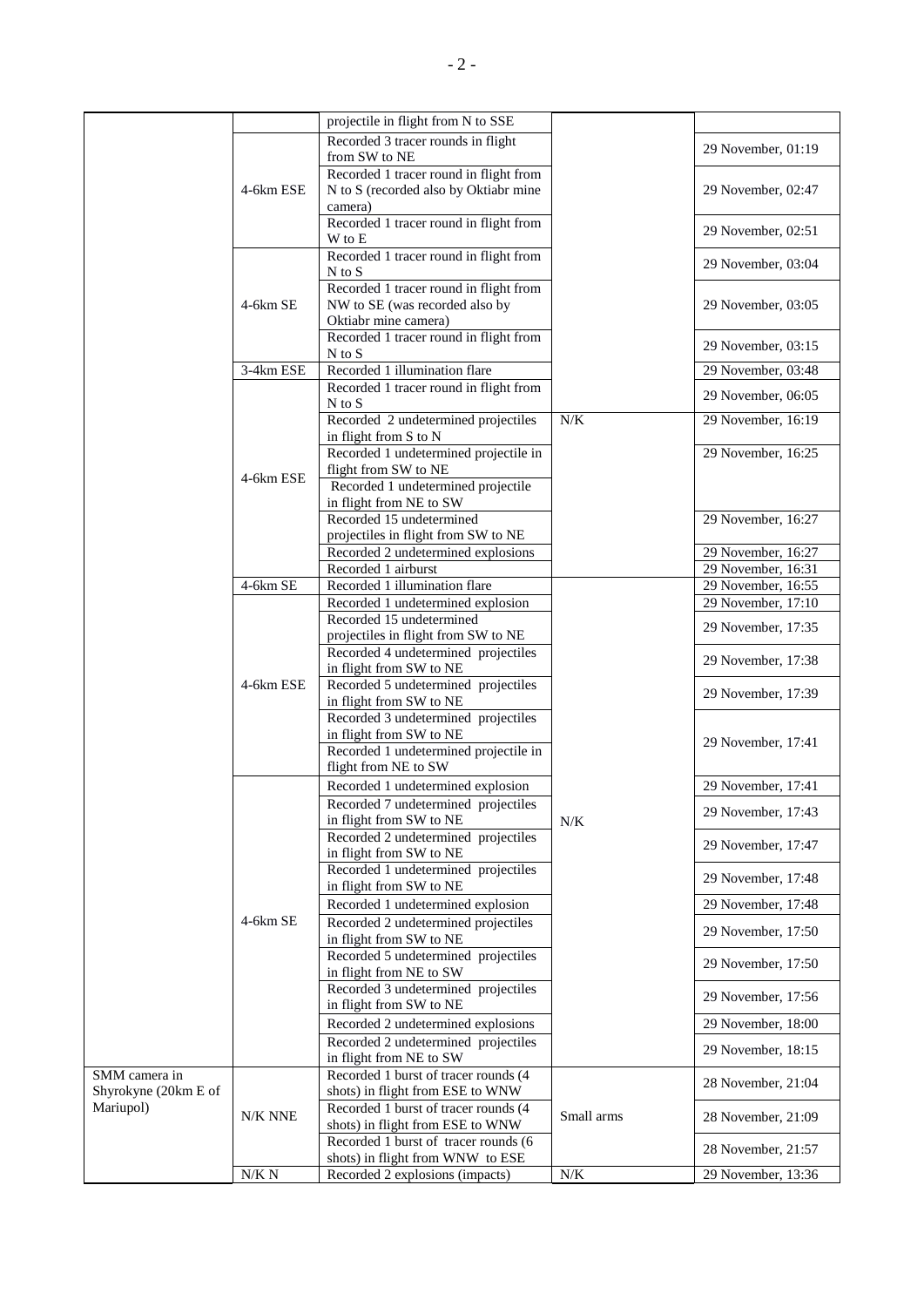| | | projectile in flight from N to SSE | | |
|---|---|---|---|---|
| | 4-6km ESE | Recorded 3 tracer rounds in flight from SW to NE | | 29 November, 01:19 |
| | | Recorded 1 tracer round in flight from N to S (recorded also by Oktiabr mine camera) | | 29 November, 02:47 |
| | | Recorded 1 tracer round in flight from W to E | | 29 November, 02:51 |
| | 4-6km SE | Recorded 1 tracer round in flight from N to S | | 29 November, 03:04 |
| | | Recorded 1 tracer round in flight from NW to SE (was recorded also by Oktiabr mine camera) | | 29 November, 03:05 |
| | | Recorded 1 tracer round in flight from N to S | | 29 November, 03:15 |
| | 3-4km ESE | Recorded 1 illumination flare | | 29 November, 03:48 |
| | 4-6km ESE | Recorded 1 tracer round in flight from N to S | | 29 November, 06:05 |
| | | Recorded 2 undetermined projectiles in flight from S to N | N/K | 29 November, 16:19 |
| | | Recorded 1 undetermined projectile in flight from SW to NE | | 29 November, 16:25 |
| | | Recorded 1 undetermined projectile in flight from NE to SW | | |
| | | Recorded 15 undetermined projectiles in flight from SW to NE | | 29 November, 16:27 |
| | | Recorded 2 undetermined explosions | | 29 November, 16:27 |
| | | Recorded 1 airburst | | 29 November, 16:31 |
| | 4-6km SE | Recorded 1 illumination flare | N/K | 29 November, 16:55 |
| | 4-6km ESE | Recorded 1 undetermined explosion | | 29 November, 17:10 |
| | | Recorded 15 undetermined projectiles in flight from SW to NE | | 29 November, 17:35 |
| | | Recorded 4 undetermined projectiles in flight from SW to NE | | 29 November, 17:38 |
| | | Recorded 5 undetermined projectiles in flight from SW to NE | | 29 November, 17:39 |
| | | Recorded 3 undetermined projectiles in flight from SW to NE | | 29 November, 17:41 |
| | | Recorded 1 undetermined projectile in flight from NE to SW | | |
| | 4-6km SE | Recorded 1 undetermined explosion | | 29 November, 17:41 |
| | | Recorded 7 undetermined projectiles in flight from SW to NE | | 29 November, 17:43 |
| | | Recorded 2 undetermined projectiles in flight from SW to NE | | 29 November, 17:47 |
| | | Recorded 1 undetermined projectiles in flight from SW to NE | | 29 November, 17:48 |
| | | Recorded 1 undetermined explosion | | 29 November, 17:48 |
| | | Recorded 2 undetermined projectiles in flight from SW to NE | | 29 November, 17:50 |
| | | Recorded 5 undetermined projectiles in flight from NE to SW | | 29 November, 17:50 |
| | | Recorded 3 undetermined projectiles in flight from SW to NE | | 29 November, 17:56 |
| | | Recorded 2 undetermined explosions | | 29 November, 18:00 |
| | | Recorded 2 undetermined projectiles in flight from NE to SW | | 29 November, 18:15 |
| SMM camera in Shyrokyne (20km E of Mariupol) | N/K NNE | Recorded 1 burst of tracer rounds (4 shots) in flight from ESE to WNW | Small arms | 28 November, 21:04 |
| | | Recorded 1 burst of tracer rounds (4 shots) in flight from ESE to WNW | | 28 November, 21:09 |
| | | Recorded 1 burst of tracer rounds (6 shots) in flight from WNW to ESE | | 28 November, 21:57 |
| | N/K N | Recorded 2 explosions (impacts) | N/K | 29 November, 13:36 |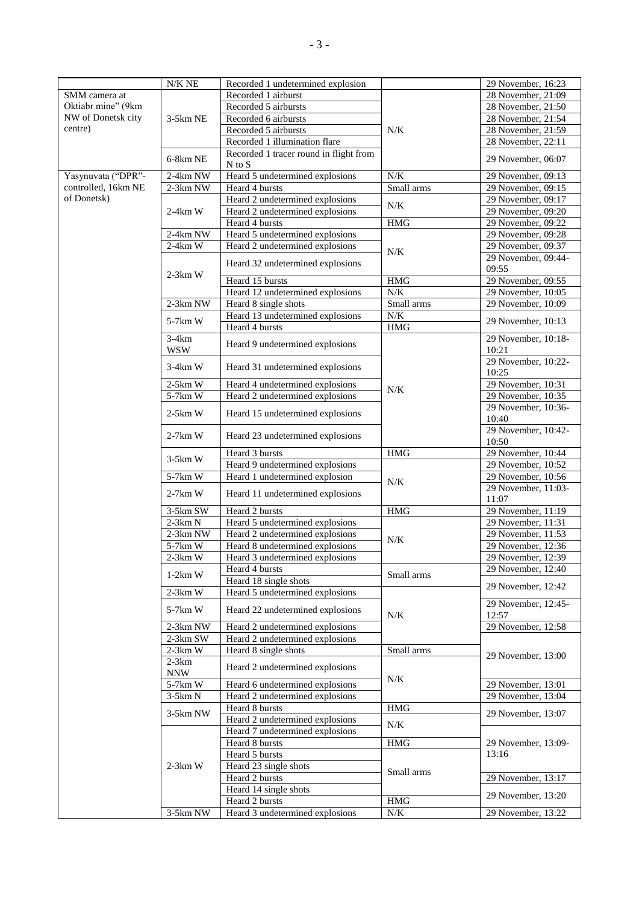| | | | | |
|---|---|---|---|---|
| | N/K NE | Recorded 1 undetermined explosion | | 29 November, 16:23 |
| SMM camera at Oktiabr mine" (9km NW of Donetsk city centre) | 3-5km NE | Recorded 1 airburst | N/K | 28 November, 21:09 |
| | | Recorded 5 airbursts | | 28 November, 21:50 |
| | | Recorded 6 airbursts | | 28 November, 21:54 |
| | | Recorded 5 airbursts | | 28 November, 21:59 |
| | | Recorded 1 illumination flare | | 28 November, 22:11 |
| | 6-8km NE | Recorded 1 tracer round in flight from N to S | | 29 November, 06:07 |
| Yasynuvata ("DPR"-controlled, 16km NE of Donetsk) | 2-4km NW | Heard 5 undetermined explosions | N/K | 29 November, 09:13 |
| | 2-3km NW | Heard 4 bursts | Small arms | 29 November, 09:15 |
| | 2-4km W | Heard 2 undetermined explosions | N/K | 29 November, 09:17 |
| | | Heard 2 undetermined explosions | | 29 November, 09:20 |
| | | Heard 4 bursts | HMG | 29 November, 09:22 |
| | 2-4km NW | Heard 5 undetermined explosions | N/K | 29 November, 09:28 |
| | 2-4km W | Heard 2 undetermined explosions | | 29 November, 09:37 |
| | 2-3km W | Heard 32 undetermined explosions | | 29 November, 09:44-09:55 |
| | | Heard 15 bursts | HMG | 29 November, 09:55 |
| | | Heard 12 undetermined explosions | N/K | 29 November, 10:05 |
| | 2-3km NW | Heard 8 single shots | Small arms | 29 November, 10:09 |
| | 5-7km W | Heard 13 undetermined explosions | N/K | 29 November, 10:13 |
| | | Heard 4 bursts | HMG | |
| | 3-4km WSW | Heard 9 undetermined explosions | N/K | 29 November, 10:18-10:21 |
| | 3-4km W | Heard 31 undetermined explosions | | 29 November, 10:22-10:25 |
| | 2-5km W | Heard 4 undetermined explosions | | 29 November, 10:31 |
| | 5-7km W | Heard 2 undetermined explosions | | 29 November, 10:35 |
| | 2-5km W | Heard 15 undetermined explosions | | 29 November, 10:36-10:40 |
| | 2-7km W | Heard 23 undetermined explosions | | 29 November, 10:42-10:50 |
| | 3-5km W | Heard 3 bursts | HMG | 29 November, 10:44 |
| | | Heard 9 undetermined explosions | N/K | 29 November, 10:52 |
| | 5-7km W | Heard 1 undetermined explosion | | 29 November, 10:56 |
| | 2-7km W | Heard 11 undetermined explosions | | 29 November, 11:03-11:07 |
| | 3-5km SW | Heard 2 bursts | HMG | 29 November, 11:19 |
| | 2-3km N | Heard 5 undetermined explosions | N/K | 29 November, 11:31 |
| | 2-3km NW | Heard 2 undetermined explosions | | 29 November, 11:53 |
| | 5-7km W | Heard 8 undetermined explosions | | 29 November, 12:36 |
| | 2-3km W | Heard 3 undetermined explosions | | 29 November, 12:39 |
| | 1-2km W | Heard 4 bursts | Small arms | 29 November, 12:40 |
| | | Heard 18 single shots | | 29 November, 12:42 |
| | 2-3km W | Heard 5 undetermined explosions | N/K | |
| | 5-7km W | Heard 22 undetermined explosions | | 29 November, 12:45-12:57 |
| | 2-3km NW | Heard 2 undetermined explosions | | 29 November, 12:58 |
| | 2-3km SW | Heard 2 undetermined explosions | | 29 November, 13:00 |
| | 2-3km W | Heard 8 single shots | Small arms | |
| | 2-3km NNW | Heard 2 undetermined explosions | N/K | |
| | 5-7km W | Heard 6 undetermined explosions | | 29 November, 13:01 |
| | 3-5km N | Heard 2 undetermined explosions | | 29 November, 13:04 |
| | 3-5km NW | Heard 8 bursts | HMG | 29 November, 13:07 |
| | | Heard 2 undetermined explosions | N/K | |
| | 2-3km W | Heard 7 undetermined explosions | | 29 November, 13:09-13:16 |
| | | Heard 8 bursts | HMG | |
| | | Heard 5 bursts | Small arms | |
| | | Heard 23 single shots | | |
| | | Heard 2 bursts | | 29 November, 13:17 |
| | | Heard 14 single shots | | 29 November, 13:20 |
| | | Heard 2 bursts | HMG | |
| | 3-5km NW | Heard 3 undetermined explosions | N/K | 29 November, 13:22 |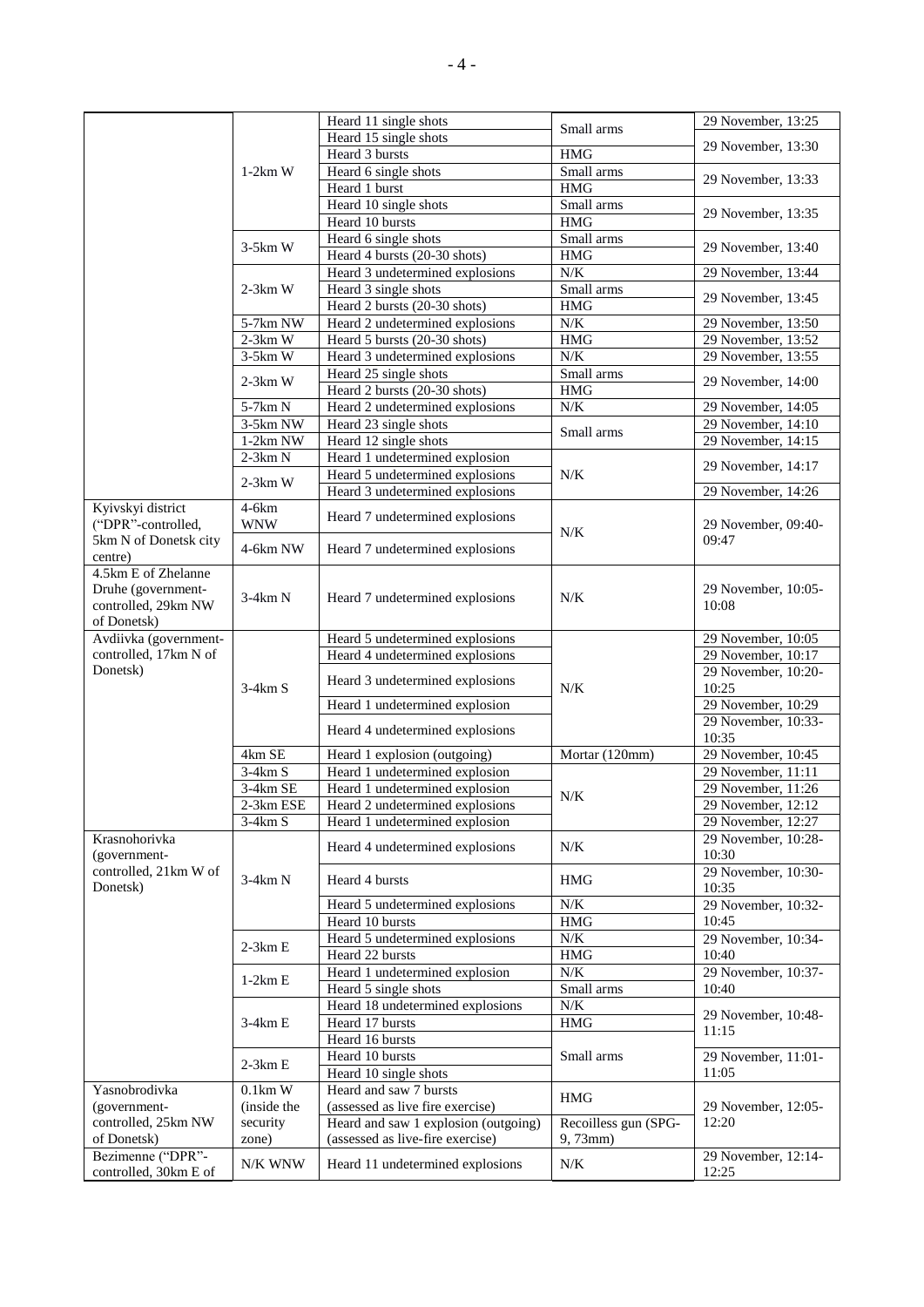| | | | | |
|---|---|---|---|---|
| | 1-2km W | Heard 11 single shots | Small arms | 29 November, 13:25 |
| | | Heard 15 single shots | | 29 November, 13:30 |
| | | Heard 3 bursts | HMG | |
| | | Heard 6 single shots | Small arms | 29 November, 13:33 |
| | | Heard 1 burst | HMG | |
| | | Heard 10 single shots | Small arms | 29 November, 13:35 |
| | | Heard 10 bursts | HMG | |
| | 3-5km W | Heard 6 single shots | Small arms | 29 November, 13:40 |
| | | Heard 4 bursts (20-30 shots) | HMG | |
| | 2-3km W | Heard 3 undetermined explosions | N/K | 29 November, 13:44 |
| | | Heard 3 single shots | Small arms | 29 November, 13:45 |
| | | Heard 2 bursts (20-30 shots) | HMG | |
| | 5-7km NW | Heard 2 undetermined explosions | N/K | 29 November, 13:50 |
| | 2-3km W | Heard 5 bursts (20-30 shots) | HMG | 29 November, 13:52 |
| | 3-5km W | Heard 3 undetermined explosions | N/K | 29 November, 13:55 |
| | 2-3km W | Heard 25 single shots | Small arms | 29 November, 14:00 |
| | | Heard 2 bursts (20-30 shots) | HMG | |
| | 5-7km N | Heard 2 undetermined explosions | N/K | 29 November, 14:05 |
| | 3-5km NW | Heard 23 single shots | Small arms | 29 November, 14:10 |
| | 1-2km NW | Heard 12 single shots | | 29 November, 14:15 |
| | 2-3km N | Heard 1 undetermined explosion | N/K | 29 November, 14:17 |
| | 2-3km W | Heard 5 undetermined explosions | | |
| | | Heard 3 undetermined explosions | | 29 November, 14:26 |
| Kyivskyi district ("DPR"-controlled, 5km N of Donetsk city centre) | 4-6km WNW | Heard 7 undetermined explosions | N/K | 29 November, 09:40-09:47 |
| | 4-6km NW | Heard 7 undetermined explosions | | |
| 4.5km E of Zhelanne Druhe (government-controlled, 29km NW of Donetsk) | 3-4km N | Heard 7 undetermined explosions | N/K | 29 November, 10:05-10:08 |
| Avdiivka (government-controlled, 17km N of Donetsk) | 3-4km S | Heard 5 undetermined explosions | N/K | 29 November, 10:05 |
| | | Heard 4 undetermined explosions | | 29 November, 10:17 |
| | | Heard 3 undetermined explosions | | 29 November, 10:20-10:25 |
| | | Heard 1 undetermined explosion | | 29 November, 10:29 |
| | | Heard 4 undetermined explosions | | 29 November, 10:33-10:35 |
| | 4km SE | Heard 1 explosion (outgoing) | Mortar (120mm) | 29 November, 10:45 |
| | 3-4km S | Heard 1 undetermined explosion | N/K | 29 November, 11:11 |
| | 3-4km SE | Heard 1 undetermined explosion | | 29 November, 11:26 |
| | 2-3km ESE | Heard 2 undetermined explosions | | 29 November, 12:12 |
| | 3-4km S | Heard 1 undetermined explosion | | 29 November, 12:27 |
| Krasnohorivka (government-controlled, 21km W of Donetsk) | 3-4km N | Heard 4 undetermined explosions | N/K | 29 November, 10:28-10:30 |
| | | Heard 4 bursts | HMG | 29 November, 10:30-10:35 |
| | | Heard 5 undetermined explosions | N/K | 29 November, 10:32-10:45 |
| | | Heard 10 bursts | HMG | |
| | 2-3km E | Heard 5 undetermined explosions | N/K | 29 November, 10:34-10:40 |
| | | Heard 22 bursts | HMG | |
| | 1-2km E | Heard 1 undetermined explosion | N/K | 29 November, 10:37-10:40 |
| | | Heard 5 single shots | Small arms | |
| | 3-4km E | Heard 18 undetermined explosions | N/K | 29 November, 10:48-11:15 |
| | | Heard 17 bursts | HMG | |
| | | Heard 16 bursts | Small arms | |
| | 2-3km E | Heard 10 bursts | | 29 November, 11:01-11:05 |
| | | Heard 10 single shots | | |
| Yasnobrodivka (government-controlled, 25km NW of Donetsk) | 0.1km W (inside the security zone) | Heard and saw 7 bursts (assessed as live fire exercise) | HMG | 29 November, 12:05-12:20 |
| | | Heard and saw 1 explosion (outgoing) (assessed as live-fire exercise) | Recoilless gun (SPG-9, 73mm) | |
| Bezimenne ("DPR"-controlled, 30km E of | N/K WNW | Heard 11 undetermined explosions | N/K | 29 November, 12:14-12:25 |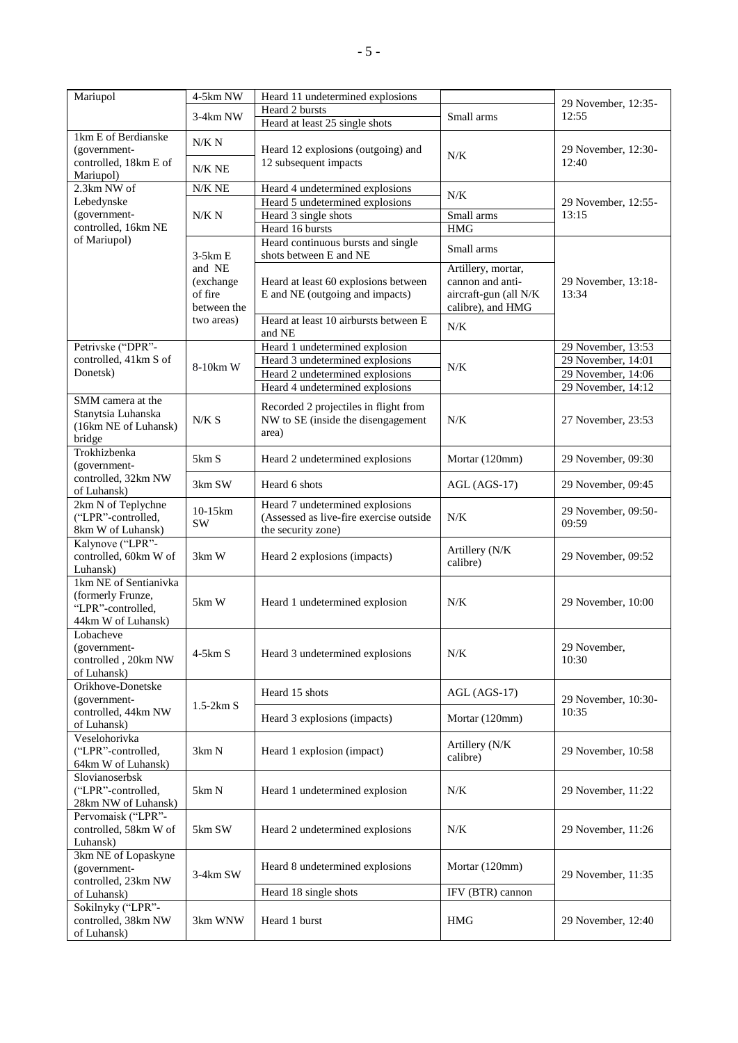| Mariupol | 4-5km NW | Heard 11 undetermined explosions | | 29 November, 12:35-12:55 |
|---|---|---|---|---|
| | 3-4km NW | Heard 2 bursts | Small arms | |
| | | Heard at least 25 single shots | | |
| 1km E of Berdianske (government-controlled, 18km E of Mariupol) | N/K N | Heard 12 explosions (outgoing) and 12 subsequent impacts | N/K | 29 November, 12:30-12:40 |
| | N/K NE | | | |
| 2.3km NW of Lebedynske (government-controlled, 16km NE of Mariupol) | N/K NE | Heard 4 undetermined explosions | N/K | 29 November, 12:55-13:15 |
| | N/K N | Heard 5 undetermined explosions | | |
| | | Heard 3 single shots | Small arms | |
| | | Heard 16 bursts | HMG | |
| | 3-5km E and NE (exchange of fire between the two areas) | Heard continuous bursts and single shots between E and NE | Small arms | 29 November, 13:18-13:34 |
| | | Heard at least 60 explosions between E and NE (outgoing and impacts) | Artillery, mortar, cannon and anti-aircraft-gun (all N/K calibre), and HMG | |
| | | Heard at least 10 airbursts between E and NE | N/K | |
| Petrivske ("DPR"-controlled, 41km S of Donetsk) | 8-10km W | Heard 1 undetermined explosion | N/K | 29 November, 13:53 |
| | | Heard 3 undetermined explosions | | 29 November, 14:01 |
| | | Heard 2 undetermined explosions | | 29 November, 14:06 |
| | | Heard 4 undetermined explosions | | 29 November, 14:12 |
| SMM camera at the Stanytsia Luhanska (16km NE of Luhansk) bridge | N/K S | Recorded 2 projectiles in flight from NW to SE (inside the disengagement area) | N/K | 27 November, 23:53 |
| Trokhizbenka (government-controlled, 32km NW of Luhansk) | 5km S | Heard 2 undetermined explosions | Mortar (120mm) | 29 November, 09:30 |
| | 3km SW | Heard 6 shots | AGL (AGS-17) | 29 November, 09:45 |
| 2km N of Teplychne ("LPR"-controlled, 8km W of Luhansk) | 10-15km SW | Heard 7 undetermined explosions (Assessed as live-fire exercise outside the security zone) | N/K | 29 November, 09:50-09:59 |
| Kalynove ("LPR"-controlled, 60km W of Luhansk) | 3km W | Heard 2 explosions (impacts) | Artillery (N/K calibre) | 29 November, 09:52 |
| 1km NE of Sentianivka (formerly Frunze, "LPR"-controlled, 44km W of Luhansk) | 5km W | Heard 1 undetermined explosion | N/K | 29 November, 10:00 |
| Lobacheve (government-controlled , 20km NW of Luhansk) | 4-5km S | Heard 3 undetermined explosions | N/K | 29 November, 10:30 |
| Orikhove-Donetske (government-controlled, 44km NW of Luhansk) | 1.5-2km S | Heard 15 shots | AGL (AGS-17) | 29 November, 10:30-10:35 |
| | | Heard 3 explosions (impacts) | Mortar (120mm) | |
| Veselohorivka ("LPR"-controlled, 64km W of Luhansk) | 3km N | Heard 1 explosion (impact) | Artillery (N/K calibre) | 29 November, 10:58 |
| Slovianoserbsk ("LPR"-controlled, 28km NW of Luhansk) | 5km N | Heard 1 undetermined explosion | N/K | 29 November, 11:22 |
| Pervomaisk ("LPR"-controlled, 58km W of Luhansk) | 5km SW | Heard 2 undetermined explosions | N/K | 29 November, 11:26 |
| 3km NE of Lopaskyne (government-controlled, 23km NW of Luhansk) | 3-4km SW | Heard 8 undetermined explosions | Mortar (120mm) | 29 November, 11:35 |
| | | Heard 18 single shots | IFV (BTR) cannon | |
| Sokilnyky ("LPR"-controlled, 38km NW of Luhansk) | 3km WNW | Heard 1 burst | HMG | 29 November, 12:40 |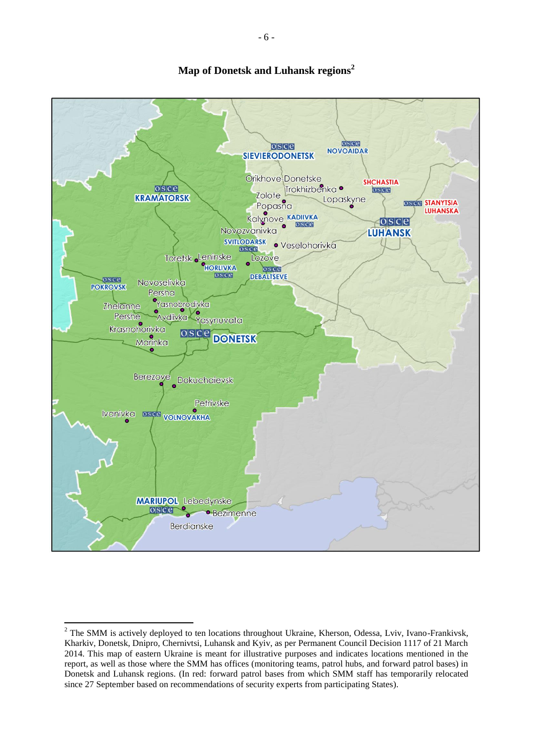**Map of Donetsk and Luhansk regions**[2]

OSCE SIEVIERODONETSK
OSCE NOVOAIDAR
Orikhove-Donetske
Trokhizbenka
SHCHASTIA OSCE
Zolote
Popasna
Lopaskyne
OSCE STANYTSIA LUHANSKA
OSCE KRAMATORSK
Kalynove
KADIIVKA OSCE
OSCE LUHANSK
Novozvanivka
SVITLODARSK OSCE
Veselohorivka
Toretsk
Leninske
Lozove
HORLIVKA OSCE
OSCE DEBALTSEVE
OSCE POKROVSK
Novoselivka
Persha
Zhelanne
Yasnobrodivka
Pershe
Avdiivka
Yasynuvata
Krasnohorivka
OSCE DONETSK
Marinka
Berezove
Dokuchaievsk
Petrivske
Ivanivka
OSCE VOLNOVAKHA
MARIUPOL OSCE
Lebedynske
Bezimenne
Berdianske

[2] The SMM is actively deployed to ten locations throughout Ukraine, Kherson, Odessa, Lviv, Ivano-Frankivsk, Kharkiv, Donetsk, Dnipro, Chernivtsi, Luhansk and Kyiv, as per Permanent Council Decision 1117 of 21 March 2014. This map of eastern Ukraine is meant for illustrative purposes and indicates locations mentioned in the report, as well as those where the SMM has offices (monitoring teams, patrol hubs, and forward patrol bases) in Donetsk and Luhansk regions. (In red: forward patrol bases from which SMM staff has temporarily relocated since 27 September based on recommendations of security experts from participating States).